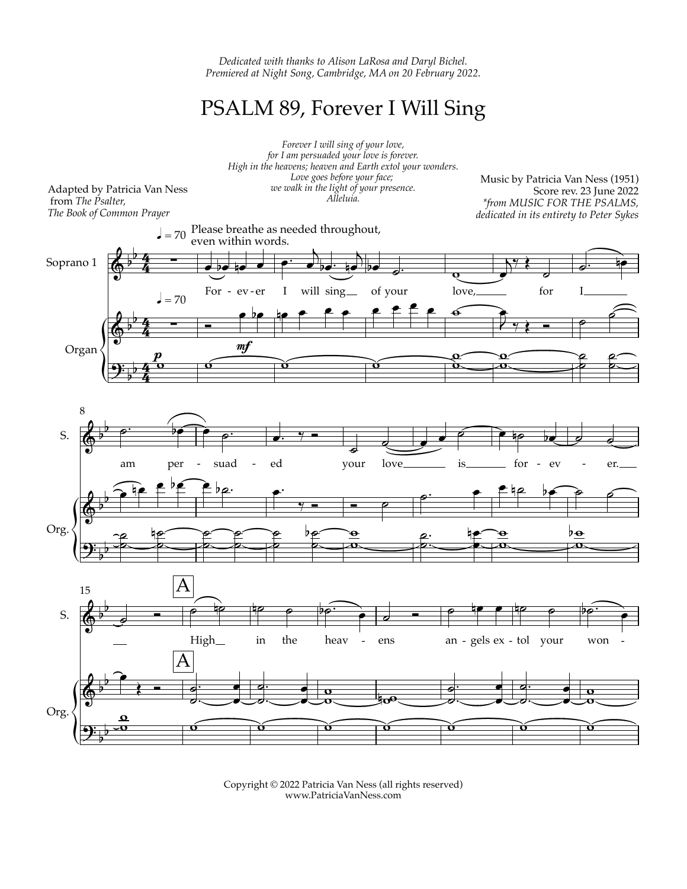*Dedicated with thanks to Alison LaRosa and Daryl Bichel.*
*Premiered at Night Song, Cambridge, MA on 20 February 2022.*

# PSALM 89, Forever I Will Sing

*Forever I will sing of your love,*
*for I am persuaded your love is forever.*
*High in the heavens; heaven and Earth extol your wonders.*
*Love goes before your face;*
*we walk in the light of your presence.*
*Alleluia.*

Adapted by Patricia Van Ness
from *The Psalter,*
*The Book of Common Prayer*

Music by Patricia Van Ness (1951)
Score rev. 23 June 2022
*\*from MUSIC FOR THE PSALMS,*
*dedicated in its entirety to Peter Sykes*

♩ = 70 Please breathe as needed throughout, even within words.

Soprano 1: For - ev - er I will sing of your love, for I am per - suad - ed your love is for - ev - er. High in the heav - ens an - gels ex - tol your won -

Organ

Copyright © 2022 Patricia Van Ness (all rights reserved)
www.PatriciaVanNess.com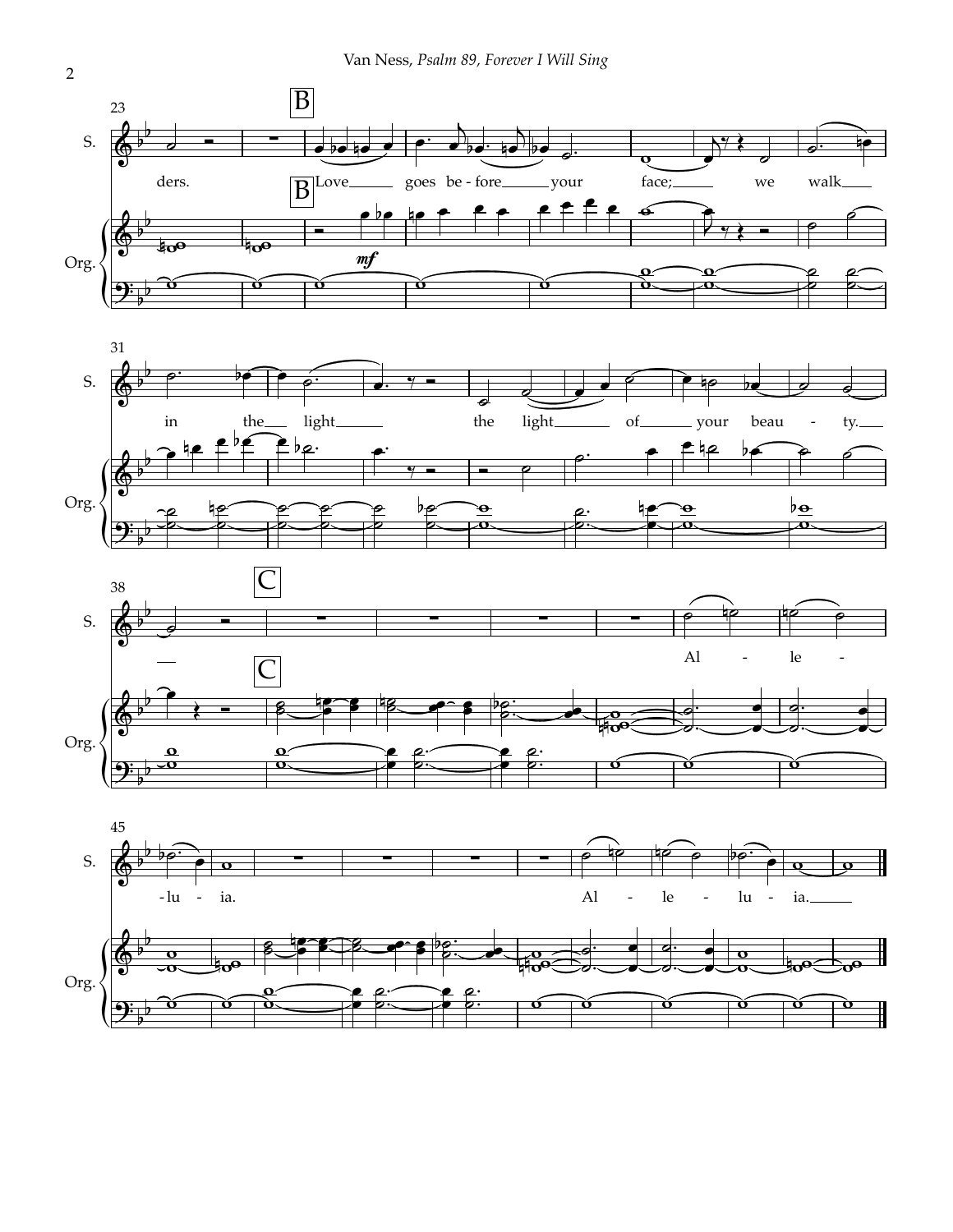23

**B**

S.

ders. Love goes be - fore your face; we walk

**B**

*mf*

Org.

31

S.

in the light the light of your beau - ty.

Org.

38

**C**

S.

Al - le -

**C**

Org.

45

S.

- lu - ia. Al - le - lu - ia.

Org.